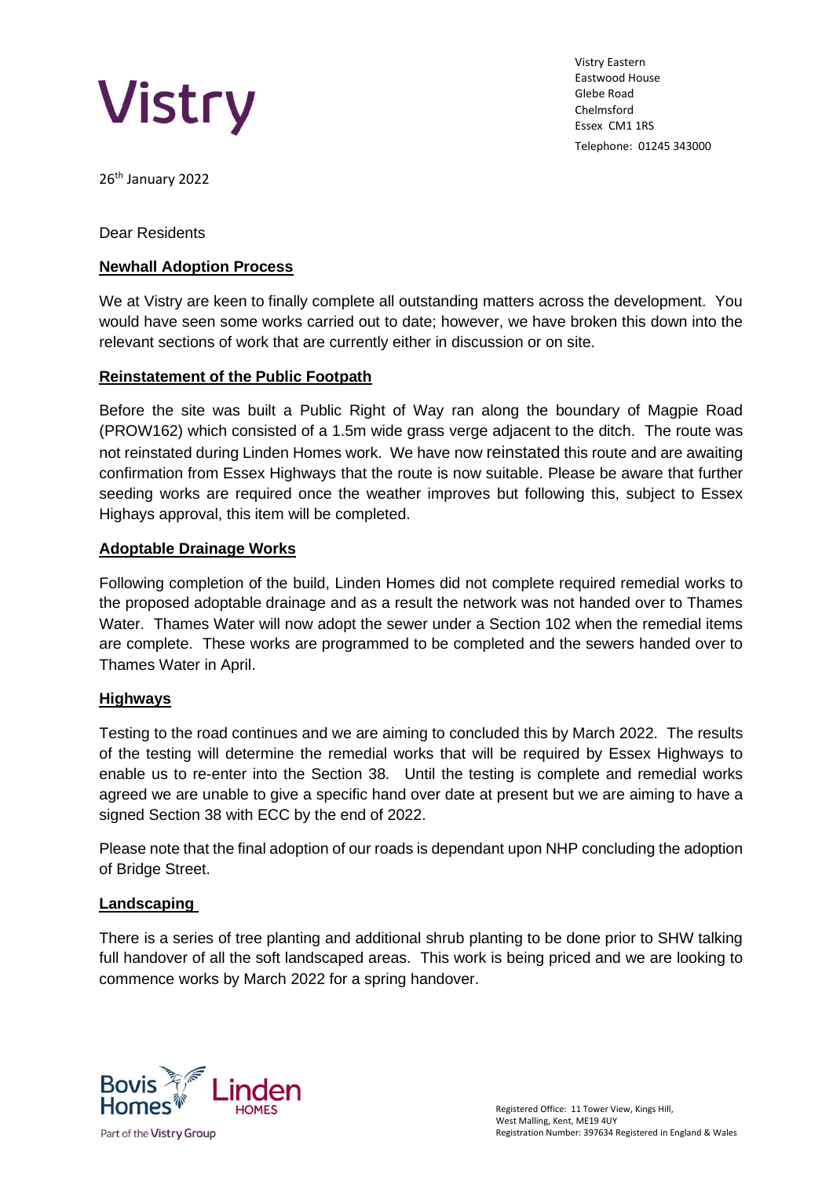Vistry

Vistry Eastern
Eastwood House
Glebe Road
Chelmsford
Essex CM1 1RS
Telephone: 01245 343000

26th January 2022

Dear Residents

**Newhall Adoption Process**

We at Vistry are keen to finally complete all outstanding matters across the development. You would have seen some works carried out to date; however, we have broken this down into the relevant sections of work that are currently either in discussion or on site.

**Reinstatement of the Public Footpath**

Before the site was built a Public Right of Way ran along the boundary of Magpie Road (PROW162) which consisted of a 1.5m wide grass verge adjacent to the ditch. The route was not reinstated during Linden Homes work. We have now reinstated this route and are awaiting confirmation from Essex Highways that the route is now suitable. Please be aware that further seeding works are required once the weather improves but following this, subject to Essex Highays approval, this item will be completed.

**Adoptable Drainage Works**

Following completion of the build, Linden Homes did not complete required remedial works to the proposed adoptable drainage and as a result the network was not handed over to Thames Water. Thames Water will now adopt the sewer under a Section 102 when the remedial items are complete. These works are programmed to be completed and the sewers handed over to Thames Water in April.

**Highways**

Testing to the road continues and we are aiming to concluded this by March 2022. The results of the testing will determine the remedial works that will be required by Essex Highways to enable us to re-enter into the Section 38. Until the testing is complete and remedial works agreed we are unable to give a specific hand over date at present but we are aiming to have a signed Section 38 with ECC by the end of 2022.

Please note that the final adoption of our roads is dependant upon NHP concluding the adoption of Bridge Street.

**Landscaping**

There is a series of tree planting and additional shrub planting to be done prior to SHW talking full handover of all the soft landscaped areas. This work is being priced and we are looking to commence works by March 2022 for a spring handover.

Bovis Homes | Linden Homes
Part of the Vistry Group

Registered Office: 11 Tower View, Kings Hill, West Malling, Kent, ME19 4UY
Registration Number: 397634 Registered in England & Wales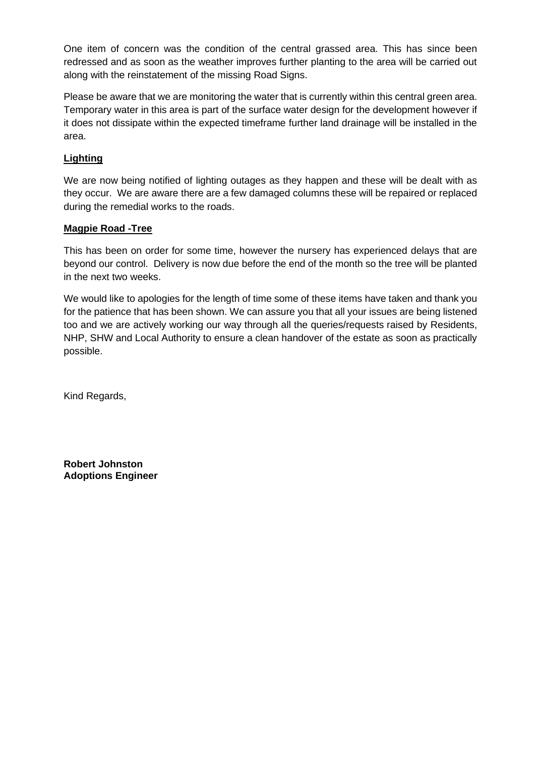One item of concern was the condition of the central grassed area. This has since been redressed and as soon as the weather improves further planting to the area will be carried out along with the reinstatement of the missing Road Signs.

Please be aware that we are monitoring the water that is currently within this central green area. Temporary water in this area is part of the surface water design for the development however if it does not dissipate within the expected timeframe further land drainage will be installed in the area.

**Lighting**

We are now being notified of lighting outages as they happen and these will be dealt with as they occur. We are aware there are a few damaged columns these will be repaired or replaced during the remedial works to the roads.

**Magpie Road -Tree**

This has been on order for some time, however the nursery has experienced delays that are beyond our control. Delivery is now due before the end of the month so the tree will be planted in the next two weeks.

We would like to apologies for the length of time some of these items have taken and thank you for the patience that has been shown. We can assure you that all your issues are being listened too and we are actively working our way through all the queries/requests raised by Residents, NHP, SHW and Local Authority to ensure a clean handover of the estate as soon as practically possible.

Kind Regards,

**Robert Johnston**
**Adoptions Engineer**